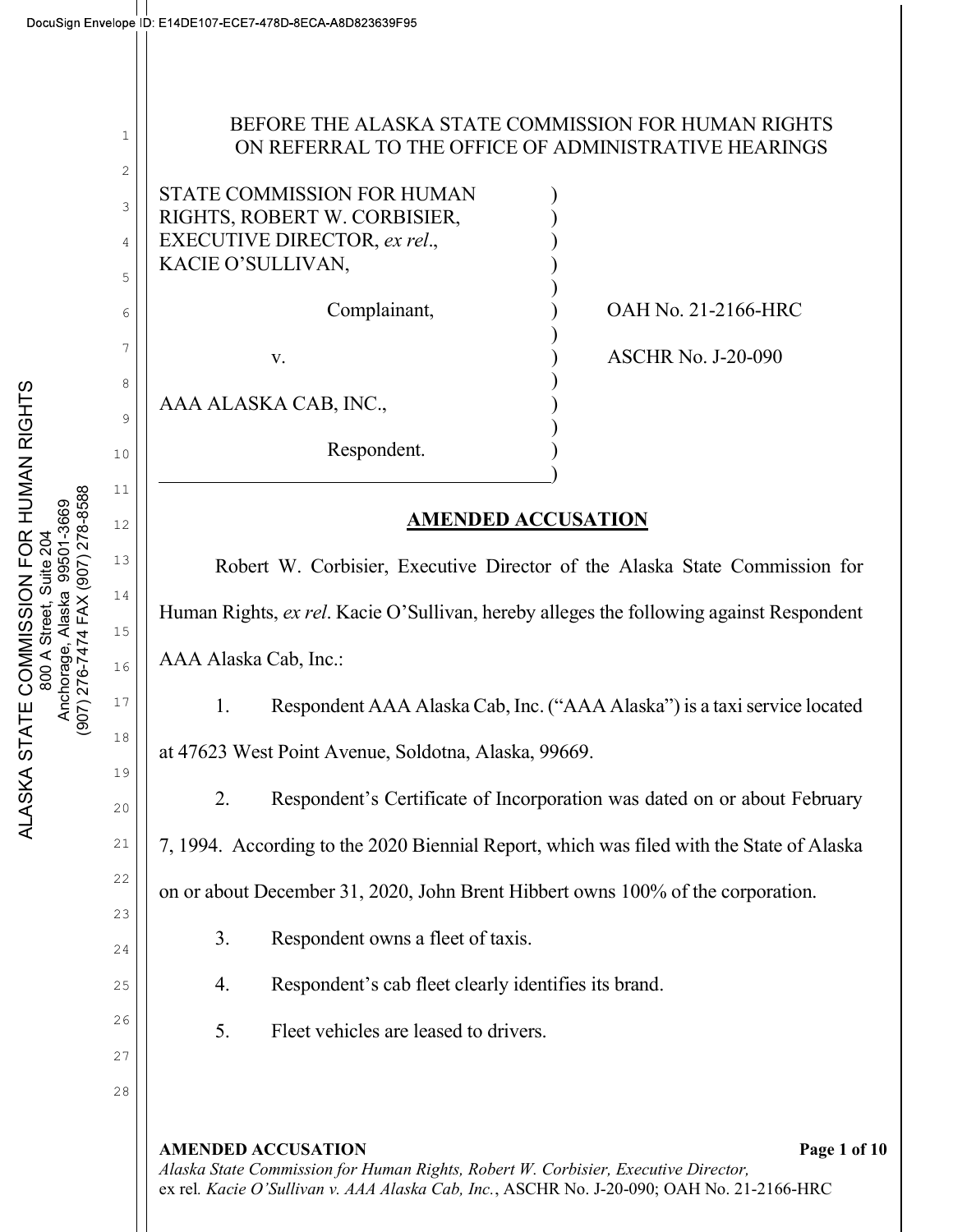BEFORE THE ALASKA STATE COMMISSION FOR HUMAN RIGHTS
ON REFERRAL TO THE OFFICE OF ADMINISTRATIVE HEARINGS

STATE COMMISSION FOR HUMAN RIGHTS, ROBERT W. CORBISIER, EXECUTIVE DIRECTOR, *ex rel*., KACIE O'SULLIVAN,

Complainant,

v.

AAA ALASKA CAB, INC.,

Respondent.

OAH No. 21-2166-HRC

ASCHR No. J-20-090

## AMENDED ACCUSATION

Robert W. Corbisier, Executive Director of the Alaska State Commission for Human Rights, *ex rel*. Kacie O'Sullivan, hereby alleges the following against Respondent AAA Alaska Cab, Inc.:

1. Respondent AAA Alaska Cab, Inc. ("AAA Alaska") is a taxi service located at 47623 West Point Avenue, Soldotna, Alaska, 99669.

2. Respondent's Certificate of Incorporation was dated on or about February 7, 1994. According to the 2020 Biennial Report, which was filed with the State of Alaska on or about December 31, 2020, John Brent Hibbert owns 100% of the corporation.

3. Respondent owns a fleet of taxis.

4. Respondent's cab fleet clearly identifies its brand.

5. Fleet vehicles are leased to drivers.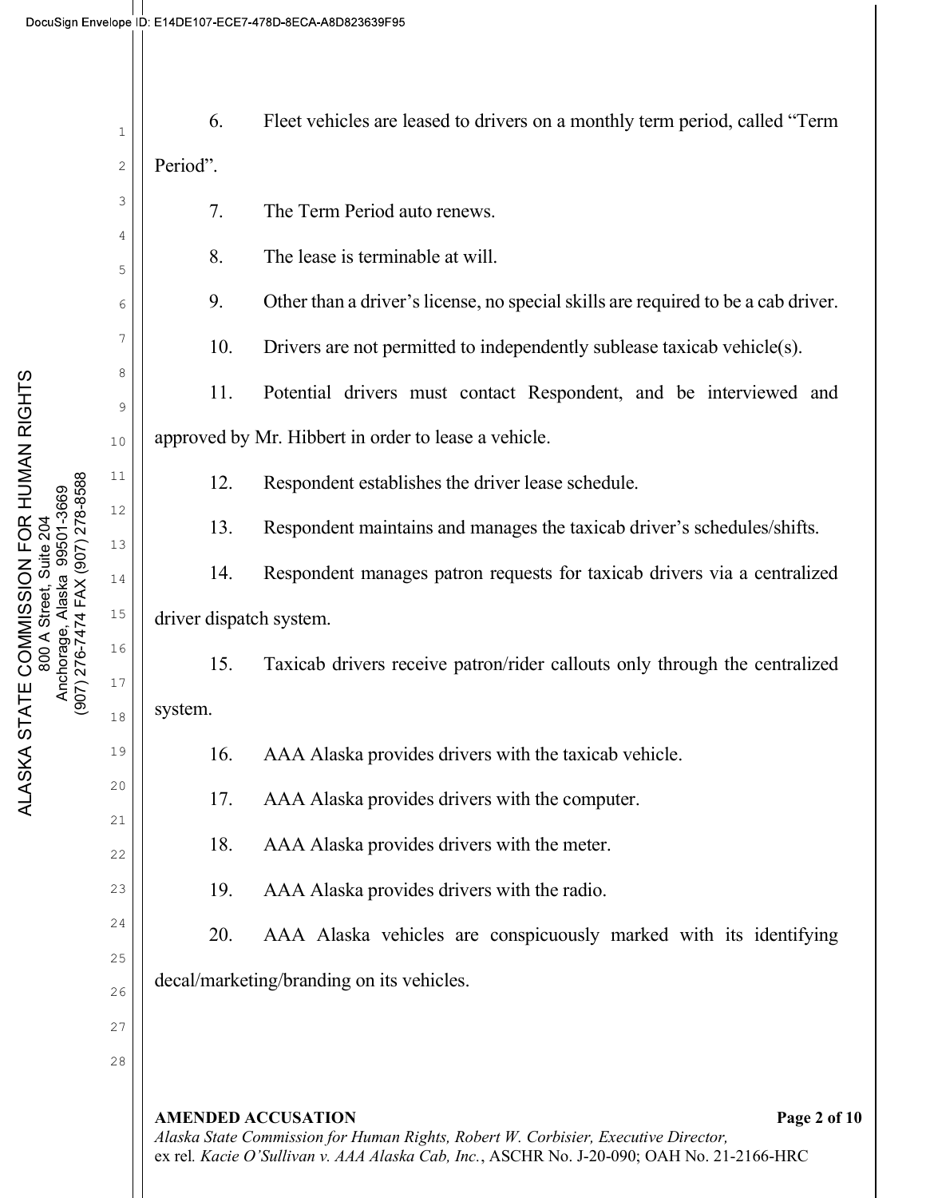6. Fleet vehicles are leased to drivers on a monthly term period, called "Term Period".

7. The Term Period auto renews.

8. The lease is terminable at will.

9. Other than a driver's license, no special skills are required to be a cab driver.

10. Drivers are not permitted to independently sublease taxicab vehicle(s).

11. Potential drivers must contact Respondent, and be interviewed and approved by Mr. Hibbert in order to lease a vehicle.

12. Respondent establishes the driver lease schedule.

13. Respondent maintains and manages the taxicab driver's schedules/shifts.

14. Respondent manages patron requests for taxicab drivers via a centralized driver dispatch system.

15. Taxicab drivers receive patron/rider callouts only through the centralized system.

16. AAA Alaska provides drivers with the taxicab vehicle.

17. AAA Alaska provides drivers with the computer.

18. AAA Alaska provides drivers with the meter.

19. AAA Alaska provides drivers with the radio.

20. AAA Alaska vehicles are conspicuously marked with its identifying decal/marketing/branding on its vehicles.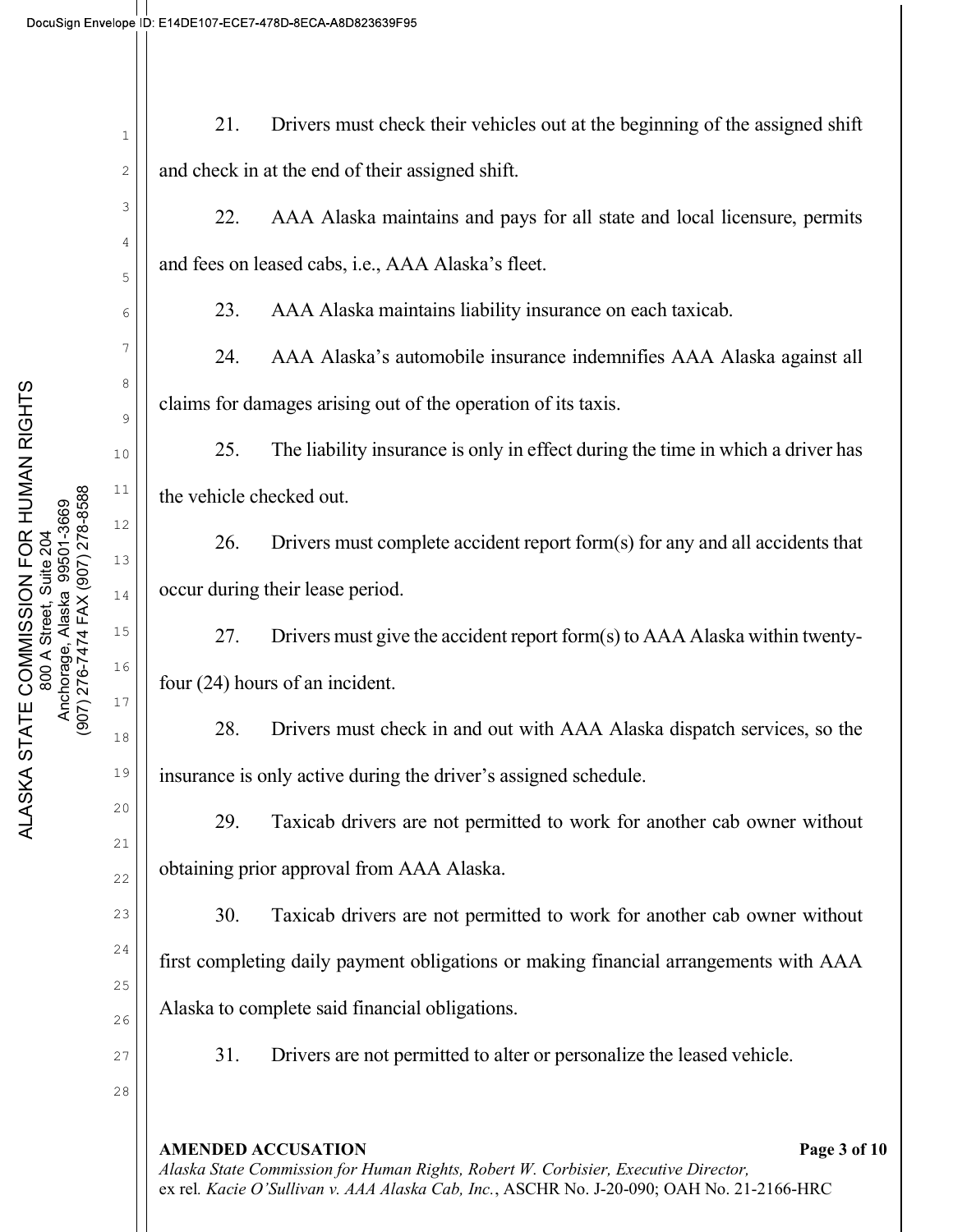21. Drivers must check their vehicles out at the beginning of the assigned shift and check in at the end of their assigned shift.

22. AAA Alaska maintains and pays for all state and local licensure, permits and fees on leased cabs, i.e., AAA Alaska's fleet.

23. AAA Alaska maintains liability insurance on each taxicab.

24. AAA Alaska's automobile insurance indemnifies AAA Alaska against all claims for damages arising out of the operation of its taxis.

25. The liability insurance is only in effect during the time in which a driver has the vehicle checked out.

26. Drivers must complete accident report form(s) for any and all accidents that occur during their lease period.

27. Drivers must give the accident report form(s) to AAA Alaska within twenty-four (24) hours of an incident.

28. Drivers must check in and out with AAA Alaska dispatch services, so the insurance is only active during the driver's assigned schedule.

29. Taxicab drivers are not permitted to work for another cab owner without obtaining prior approval from AAA Alaska.

30. Taxicab drivers are not permitted to work for another cab owner without first completing daily payment obligations or making financial arrangements with AAA Alaska to complete said financial obligations.

31. Drivers are not permitted to alter or personalize the leased vehicle.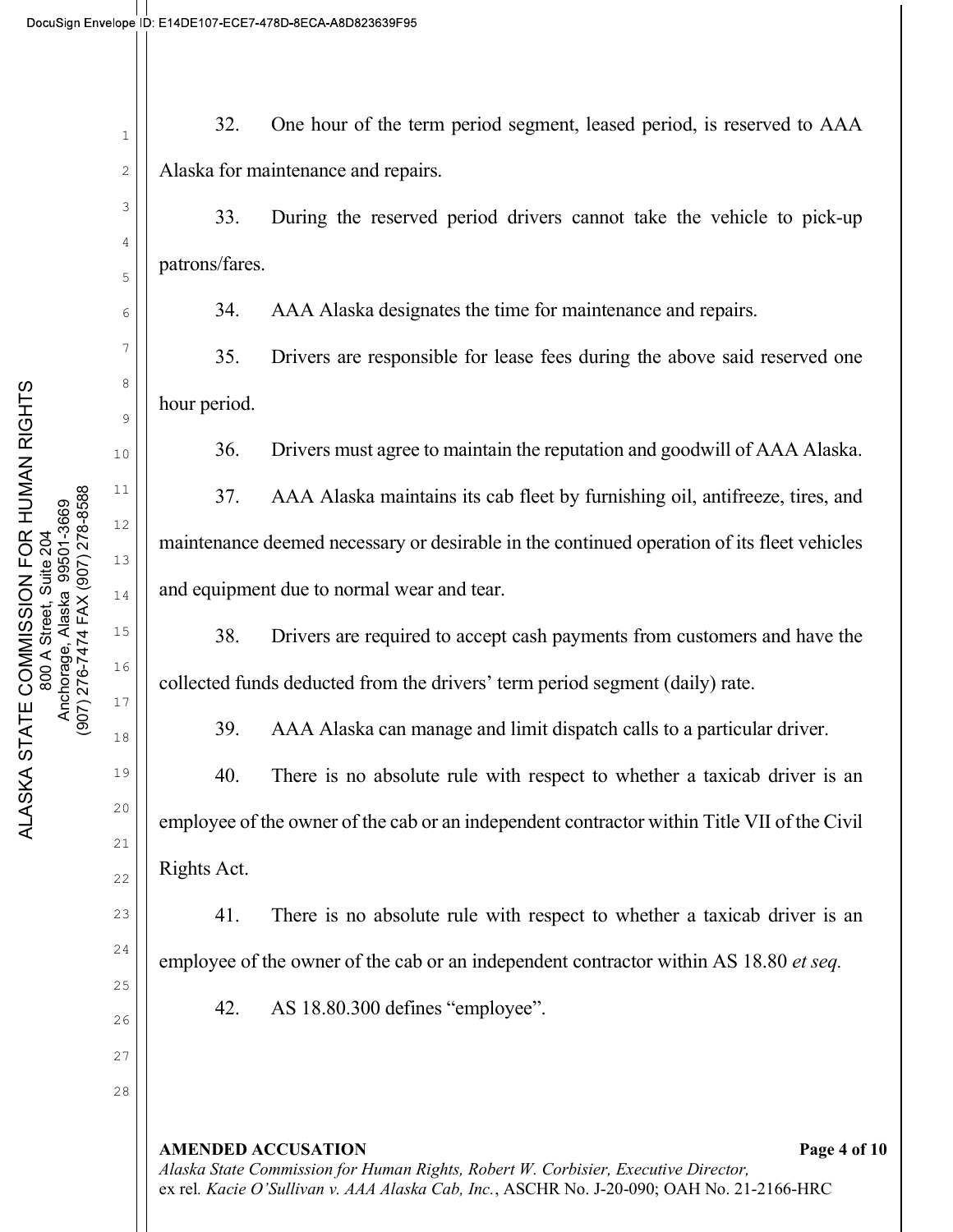32. One hour of the term period segment, leased period, is reserved to AAA Alaska for maintenance and repairs.

33. During the reserved period drivers cannot take the vehicle to pick-up patrons/fares.

34. AAA Alaska designates the time for maintenance and repairs.

35. Drivers are responsible for lease fees during the above said reserved one hour period.

36. Drivers must agree to maintain the reputation and goodwill of AAA Alaska.

37. AAA Alaska maintains its cab fleet by furnishing oil, antifreeze, tires, and maintenance deemed necessary or desirable in the continued operation of its fleet vehicles and equipment due to normal wear and tear.

38. Drivers are required to accept cash payments from customers and have the collected funds deducted from the drivers' term period segment (daily) rate.

39. AAA Alaska can manage and limit dispatch calls to a particular driver.

40. There is no absolute rule with respect to whether a taxicab driver is an employee of the owner of the cab or an independent contractor within Title VII of the Civil Rights Act.

41. There is no absolute rule with respect to whether a taxicab driver is an employee of the owner of the cab or an independent contractor within AS 18.80 *et seq.*

42. AS 18.80.300 defines "employee".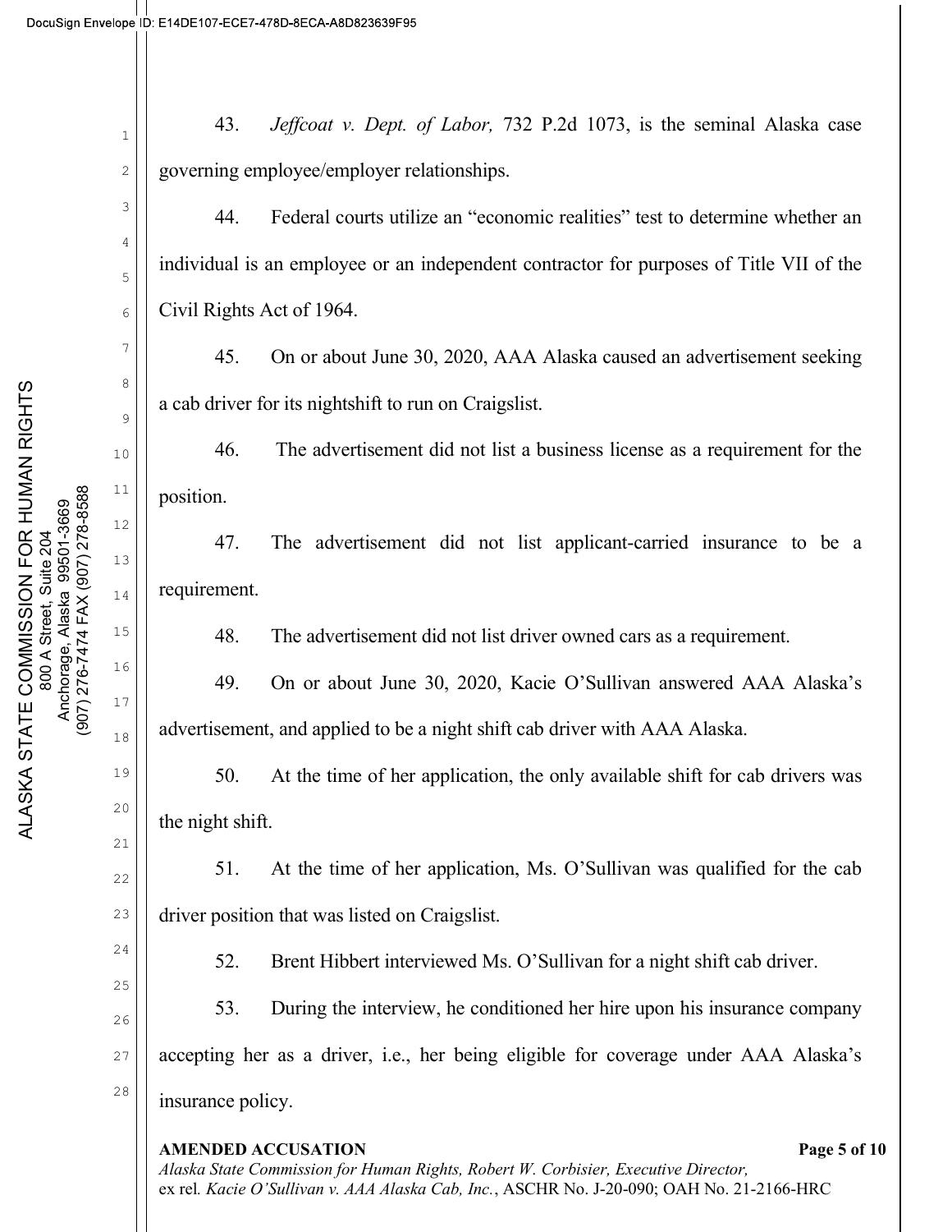43. *Jeffcoat v. Dept. of Labor,* 732 P.2d 1073, is the seminal Alaska case governing employee/employer relationships.

44. Federal courts utilize an "economic realities" test to determine whether an individual is an employee or an independent contractor for purposes of Title VII of the Civil Rights Act of 1964.

45. On or about June 30, 2020, AAA Alaska caused an advertisement seeking a cab driver for its nightshift to run on Craigslist.

46. The advertisement did not list a business license as a requirement for the position.

47. The advertisement did not list applicant-carried insurance to be a requirement.

48. The advertisement did not list driver owned cars as a requirement.

49. On or about June 30, 2020, Kacie O'Sullivan answered AAA Alaska's advertisement, and applied to be a night shift cab driver with AAA Alaska.

50. At the time of her application, the only available shift for cab drivers was the night shift.

51. At the time of her application, Ms. O'Sullivan was qualified for the cab driver position that was listed on Craigslist.

52. Brent Hibbert interviewed Ms. O'Sullivan for a night shift cab driver.

53. During the interview, he conditioned her hire upon his insurance company accepting her as a driver, i.e., her being eligible for coverage under AAA Alaska's insurance policy.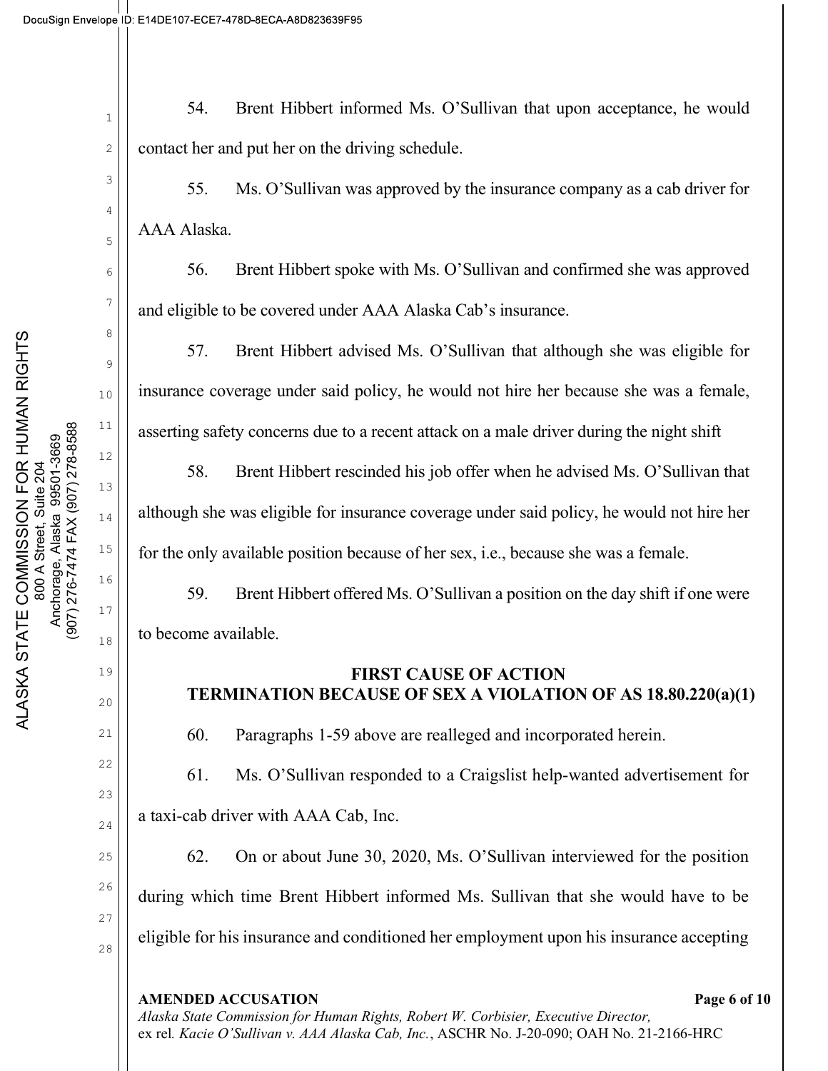54. Brent Hibbert informed Ms. O'Sullivan that upon acceptance, he would contact her and put her on the driving schedule.

55. Ms. O'Sullivan was approved by the insurance company as a cab driver for AAA Alaska.

56. Brent Hibbert spoke with Ms. O'Sullivan and confirmed she was approved and eligible to be covered under AAA Alaska Cab's insurance.

57. Brent Hibbert advised Ms. O'Sullivan that although she was eligible for insurance coverage under said policy, he would not hire her because she was a female, asserting safety concerns due to a recent attack on a male driver during the night shift

58. Brent Hibbert rescinded his job offer when he advised Ms. O'Sullivan that although she was eligible for insurance coverage under said policy, he would not hire her for the only available position because of her sex, i.e., because she was a female.

59. Brent Hibbert offered Ms. O'Sullivan a position on the day shift if one were to become available.

## FIRST CAUSE OF ACTION
## TERMINATION BECAUSE OF SEX A VIOLATION OF AS 18.80.220(a)(1)

60. Paragraphs 1-59 above are realleged and incorporated herein.

61. Ms. O'Sullivan responded to a Craigslist help-wanted advertisement for a taxi-cab driver with AAA Cab, Inc.

62. On or about June 30, 2020, Ms. O'Sullivan interviewed for the position during which time Brent Hibbert informed Ms. Sullivan that she would have to be eligible for his insurance and conditioned her employment upon his insurance accepting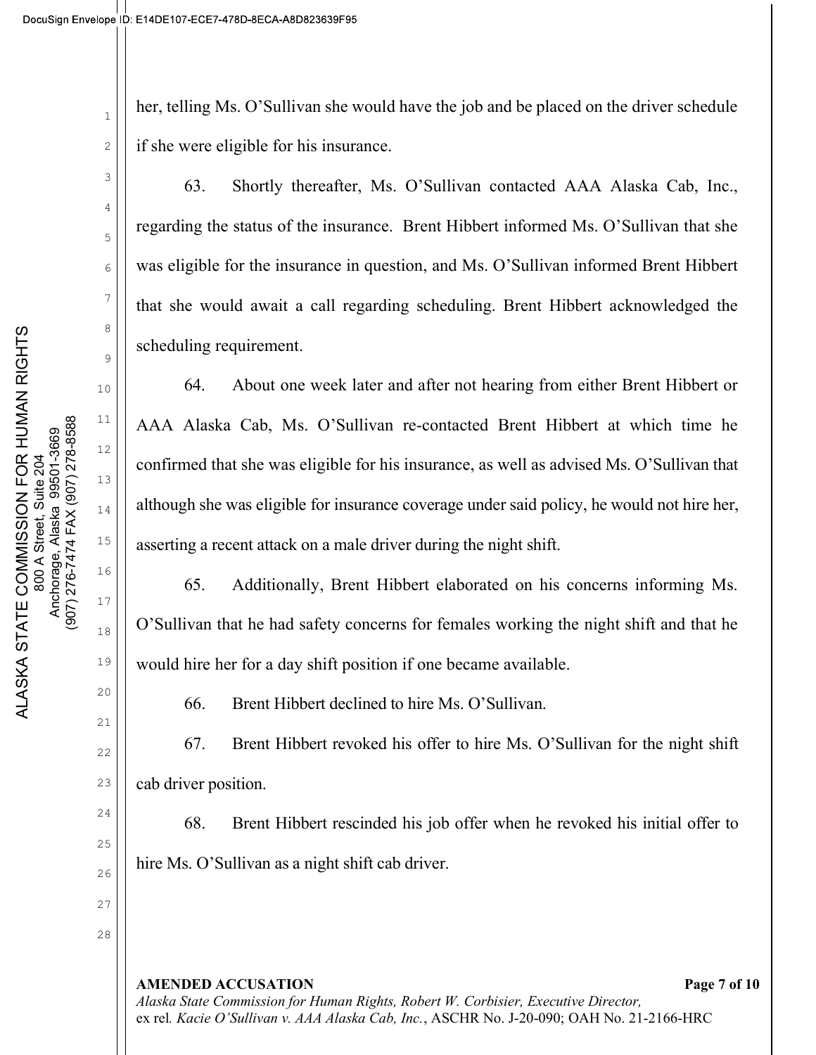her, telling Ms. O'Sullivan she would have the job and be placed on the driver schedule if she were eligible for his insurance.

63. Shortly thereafter, Ms. O'Sullivan contacted AAA Alaska Cab, Inc., regarding the status of the insurance. Brent Hibbert informed Ms. O'Sullivan that she was eligible for the insurance in question, and Ms. O'Sullivan informed Brent Hibbert that she would await a call regarding scheduling. Brent Hibbert acknowledged the scheduling requirement.

64. About one week later and after not hearing from either Brent Hibbert or AAA Alaska Cab, Ms. O'Sullivan re-contacted Brent Hibbert at which time he confirmed that she was eligible for his insurance, as well as advised Ms. O'Sullivan that although she was eligible for insurance coverage under said policy, he would not hire her, asserting a recent attack on a male driver during the night shift.

65. Additionally, Brent Hibbert elaborated on his concerns informing Ms. O'Sullivan that he had safety concerns for females working the night shift and that he would hire her for a day shift position if one became available.

66. Brent Hibbert declined to hire Ms. O'Sullivan.

67. Brent Hibbert revoked his offer to hire Ms. O'Sullivan for the night shift cab driver position.

68. Brent Hibbert rescinded his job offer when he revoked his initial offer to hire Ms. O'Sullivan as a night shift cab driver.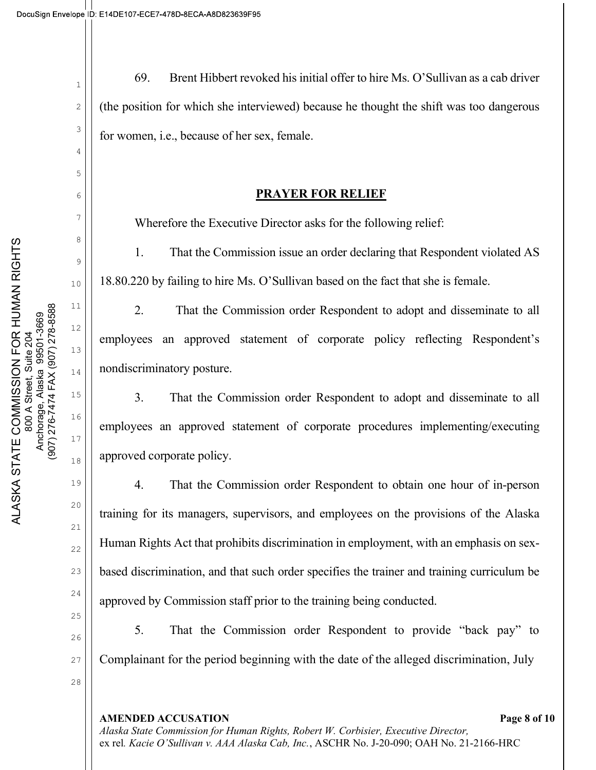69. Brent Hibbert revoked his initial offer to hire Ms. O'Sullivan as a cab driver (the position for which she interviewed) because he thought the shift was too dangerous for women, i.e., because of her sex, female.

## PRAYER FOR RELIEF

Wherefore the Executive Director asks for the following relief:

1. That the Commission issue an order declaring that Respondent violated AS 18.80.220 by failing to hire Ms. O'Sullivan based on the fact that she is female.

2. That the Commission order Respondent to adopt and disseminate to all employees an approved statement of corporate policy reflecting Respondent's nondiscriminatory posture.

3. That the Commission order Respondent to adopt and disseminate to all employees an approved statement of corporate procedures implementing/executing approved corporate policy.

4. That the Commission order Respondent to obtain one hour of in-person training for its managers, supervisors, and employees on the provisions of the Alaska Human Rights Act that prohibits discrimination in employment, with an emphasis on sex-based discrimination, and that such order specifies the trainer and training curriculum be approved by Commission staff prior to the training being conducted.

5. That the Commission order Respondent to provide "back pay" to Complainant for the period beginning with the date of the alleged discrimination, July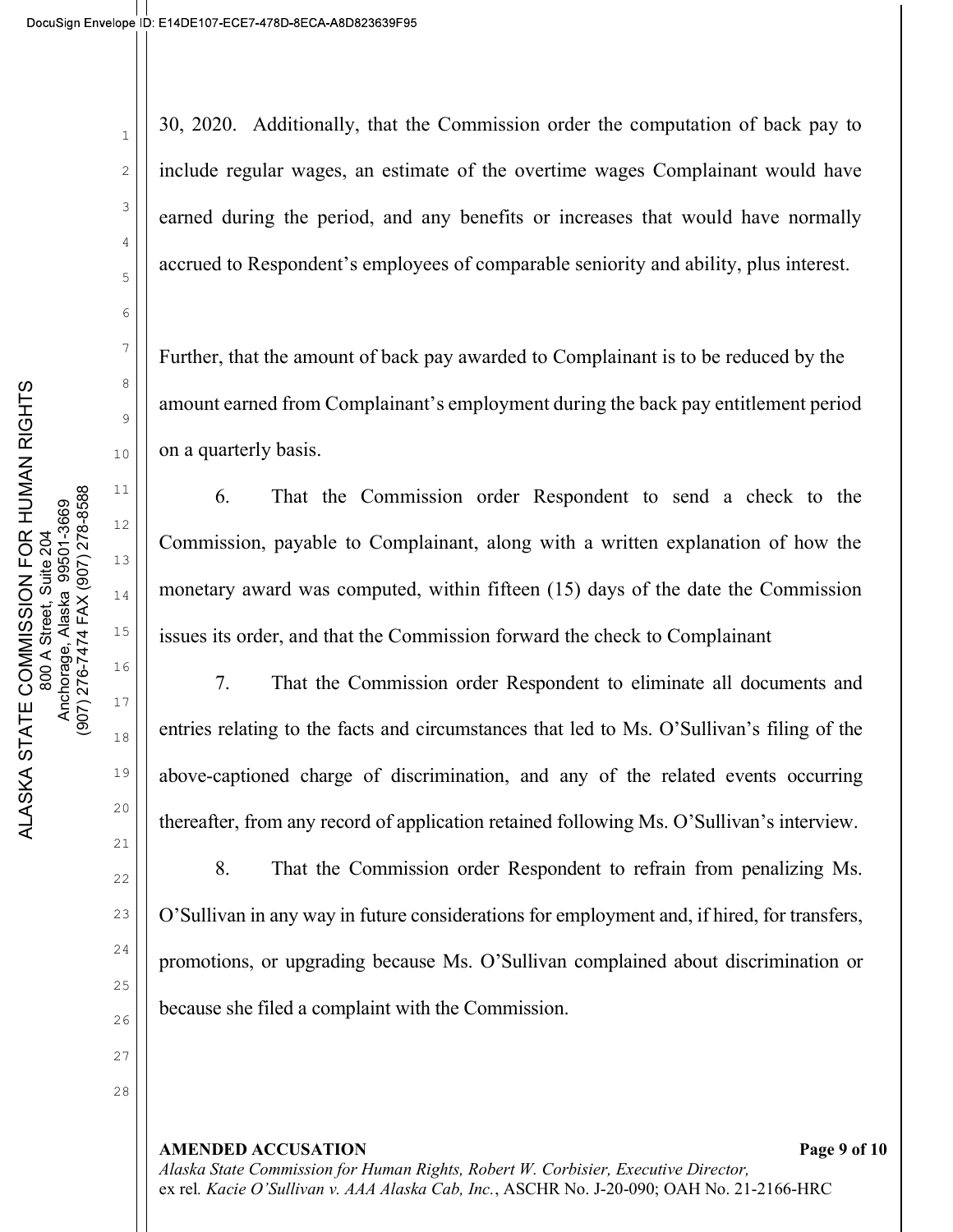30, 2020. Additionally, that the Commission order the computation of back pay to include regular wages, an estimate of the overtime wages Complainant would have earned during the period, and any benefits or increases that would have normally accrued to Respondent's employees of comparable seniority and ability, plus interest.

Further, that the amount of back pay awarded to Complainant is to be reduced by the amount earned from Complainant's employment during the back pay entitlement period on a quarterly basis.

6. That the Commission order Respondent to send a check to the Commission, payable to Complainant, along with a written explanation of how the monetary award was computed, within fifteen (15) days of the date the Commission issues its order, and that the Commission forward the check to Complainant

7. That the Commission order Respondent to eliminate all documents and entries relating to the facts and circumstances that led to Ms. O'Sullivan's filing of the above-captioned charge of discrimination, and any of the related events occurring thereafter, from any record of application retained following Ms. O'Sullivan's interview.

8. That the Commission order Respondent to refrain from penalizing Ms. O'Sullivan in any way in future considerations for employment and, if hired, for transfers, promotions, or upgrading because Ms. O'Sullivan complained about discrimination or because she filed a complaint with the Commission.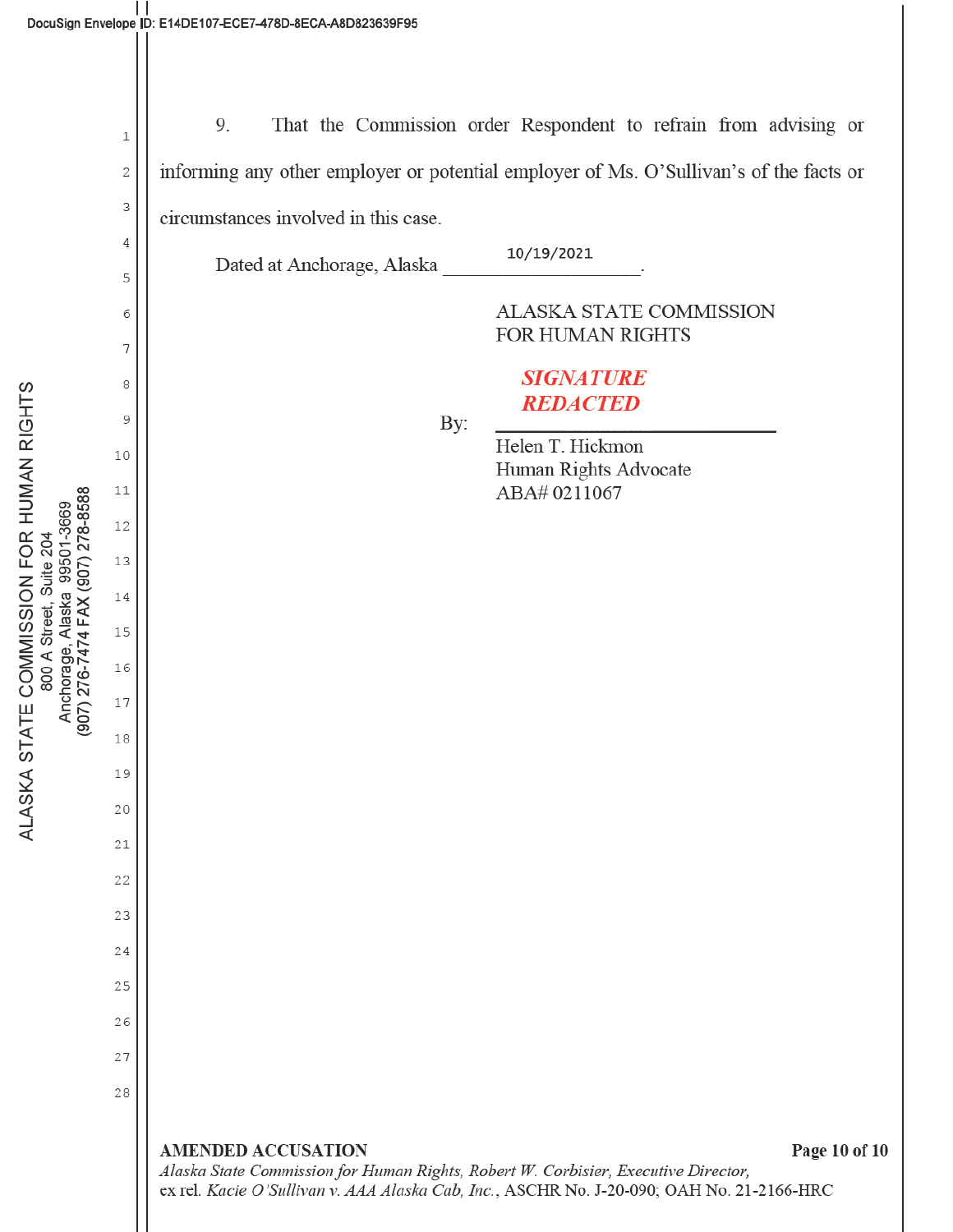9. That the Commission order Respondent to refrain from advising or informing any other employer or potential employer of Ms. O'Sullivan's of the facts or circumstances involved in this case.

Dated at Anchorage, Alaska 10/19/2021.

ALASKA STATE COMMISSION FOR HUMAN RIGHTS

By: SIGNATURE REDACTED

Helen T. Hickmon
Human Rights Advocate
ABA# 0211067